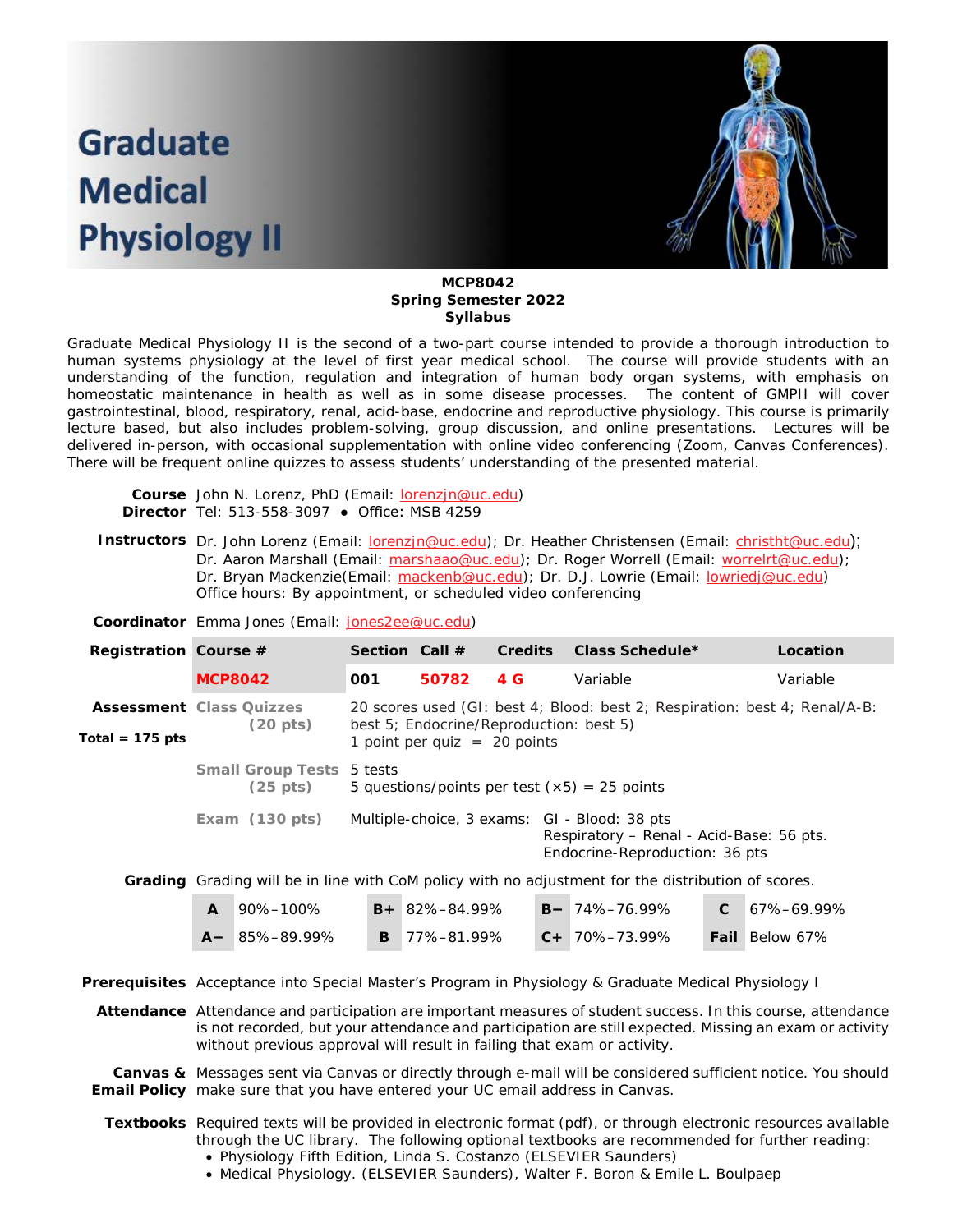# Graduate Medical Physiology II

**MCP8042**
**Spring Semester 2022**
**Syllabus**

Graduate Medical Physiology II is the second of a two-part course intended to provide a thorough introduction to human systems physiology at the level of first year medical school. The course will provide students with an understanding of the function, regulation and integration of human body organ systems, with emphasis on homeostatic maintenance in health as well as in some disease processes. The content of GMPII will cover gastrointestinal, blood, respiratory, renal, acid-base, endocrine and reproductive physiology. This course is primarily lecture based, but also includes problem-solving, group discussion, and online presentations. Lectures will be delivered in-person, with occasional supplementation with online video conferencing (Zoom, Canvas Conferences). There will be frequent online quizzes to assess students' understanding of the presented material.

**Course Director** John N. Lorenz, PhD (Email: lorenzjn@uc.edu)
Tel: 513-558-3097 • Office: MSB 4259

**Instructors** Dr. John Lorenz (Email: lorenzjn@uc.edu); Dr. Heather Christensen (Email: christht@uc.edu); Dr. Aaron Marshall (Email: marshaao@uc.edu); Dr. Roger Worrell (Email: worrelrt@uc.edu); Dr. Bryan Mackenzie(Email: mackenb@uc.edu); Dr. D.J. Lowrie (Email: lowriedj@uc.edu)
Office hours: By appointment, or scheduled video conferencing

**Coordinator** Emma Jones (Email: jones2ee@uc.edu)

**Registration**

| Course # | Section | Call # | Credits | Class Schedule* | Location |
|---|---|---|---|---|---|
| **MCP8042** | **001** | **50782** | **4 G** | Variable | Variable |

**Assessment** (Total = 175 pts)

| | |
|---|---|
| **Class Quizzes (20 pts)** | 20 scores used (GI: best 4; Blood: best 2; Respiration: best 4; Renal/A-B: best 5; Endocrine/Reproduction: best 5)<br>1 point per quiz = 20 points |
| **Small Group Tests (25 pts)** | 5 tests<br>5 questions/points per test (×5) = 25 points |
| **Exam (130 pts)** | Multiple-choice, 3 exams: GI - Blood: 38 pts<br>Respiratory – Renal - Acid-Base: 56 pts.<br>Endocrine-Reproduction: 36 pts |

**Grading** Grading will be in line with CoM policy with no adjustment for the distribution of scores.

| | | | | | | | |
|---|---|---|---|---|---|---|---|
| **A** | 90%–100% | **B+** | 82%–84.99% | **B−** | 74%–76.99% | **C** | 67%–69.99% |
| **A−** | 85%–89.99% | **B** | 77%–81.99% | **C+** | 70%–73.99% | **Fail** | Below 67% |

**Prerequisites** Acceptance into Special Master's Program in Physiology & Graduate Medical Physiology I

**Attendance** Attendance and participation are important measures of student success. In this course, attendance is not recorded, but your attendance and participation are still expected. Missing an exam or activity without previous approval will result in failing that exam or activity.

**Canvas & Email Policy** Messages sent via Canvas or directly through e-mail will be considered sufficient notice. You should make sure that you have entered your UC email address in Canvas.

**Textbooks** Required texts will be provided in electronic format (pdf), or through electronic resources available through the UC library. The following optional textbooks are recommended for further reading:

- Physiology Fifth Edition, Linda S. Costanzo (ELSEVIER Saunders)
- Medical Physiology. (ELSEVIER Saunders), Walter F. Boron & Emile L. Boulpaep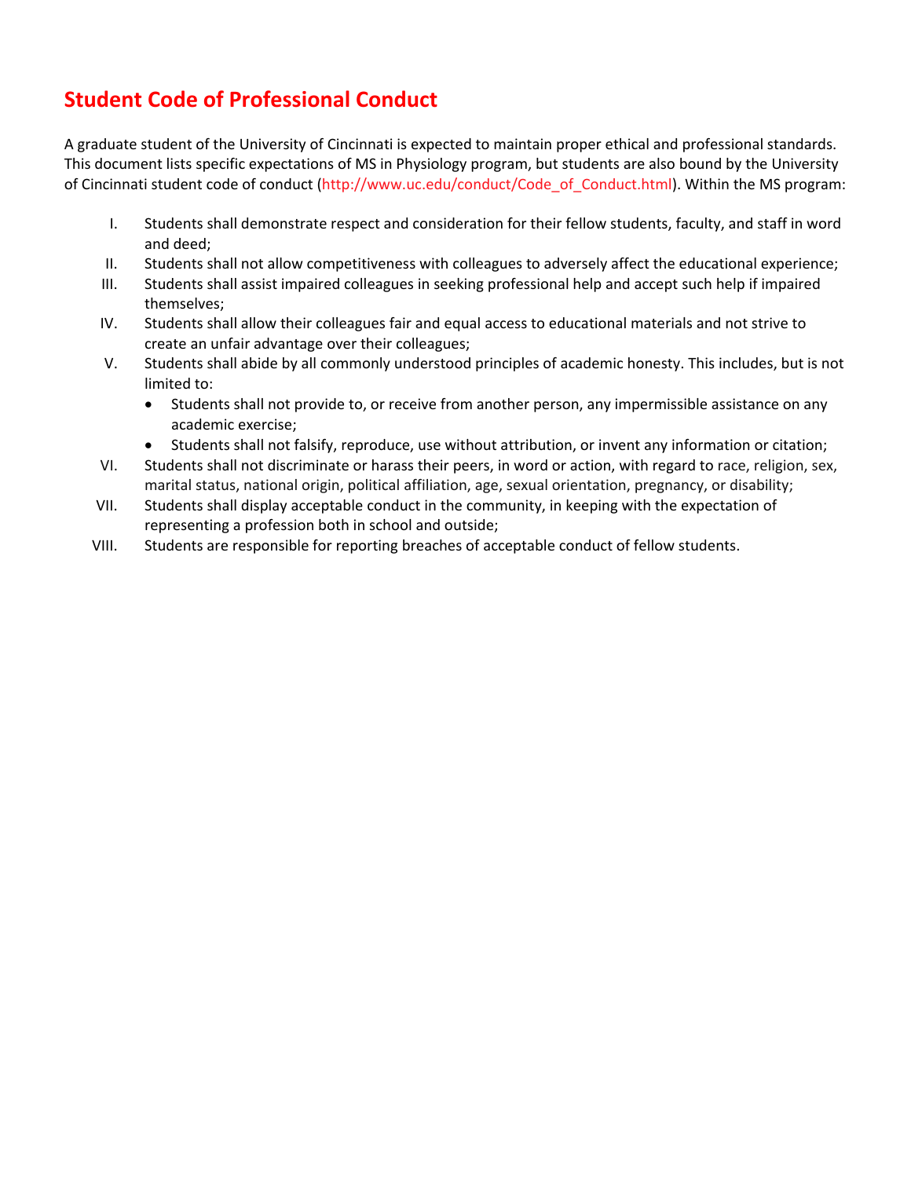## Student Code of Professional Conduct

A graduate student of the University of Cincinnati is expected to maintain proper ethical and professional standards. This document lists specific expectations of MS in Physiology program, but students are also bound by the University of Cincinnati student code of conduct (http://www.uc.edu/conduct/Code_of_Conduct.html). Within the MS program:

I. Students shall demonstrate respect and consideration for their fellow students, faculty, and staff in word and deed;

II. Students shall not allow competitiveness with colleagues to adversely affect the educational experience;

III. Students shall assist impaired colleagues in seeking professional help and accept such help if impaired themselves;

IV. Students shall allow their colleagues fair and equal access to educational materials and not strive to create an unfair advantage over their colleagues;

V. Students shall abide by all commonly understood principles of academic honesty. This includes, but is not limited to:
   - Students shall not provide to, or receive from another person, any impermissible assistance on any academic exercise;
   - Students shall not falsify, reproduce, use without attribution, or invent any information or citation;

VI. Students shall not discriminate or harass their peers, in word or action, with regard to race, religion, sex, marital status, national origin, political affiliation, age, sexual orientation, pregnancy, or disability;

VII. Students shall display acceptable conduct in the community, in keeping with the expectation of representing a profession both in school and outside;

VIII. Students are responsible for reporting breaches of acceptable conduct of fellow students.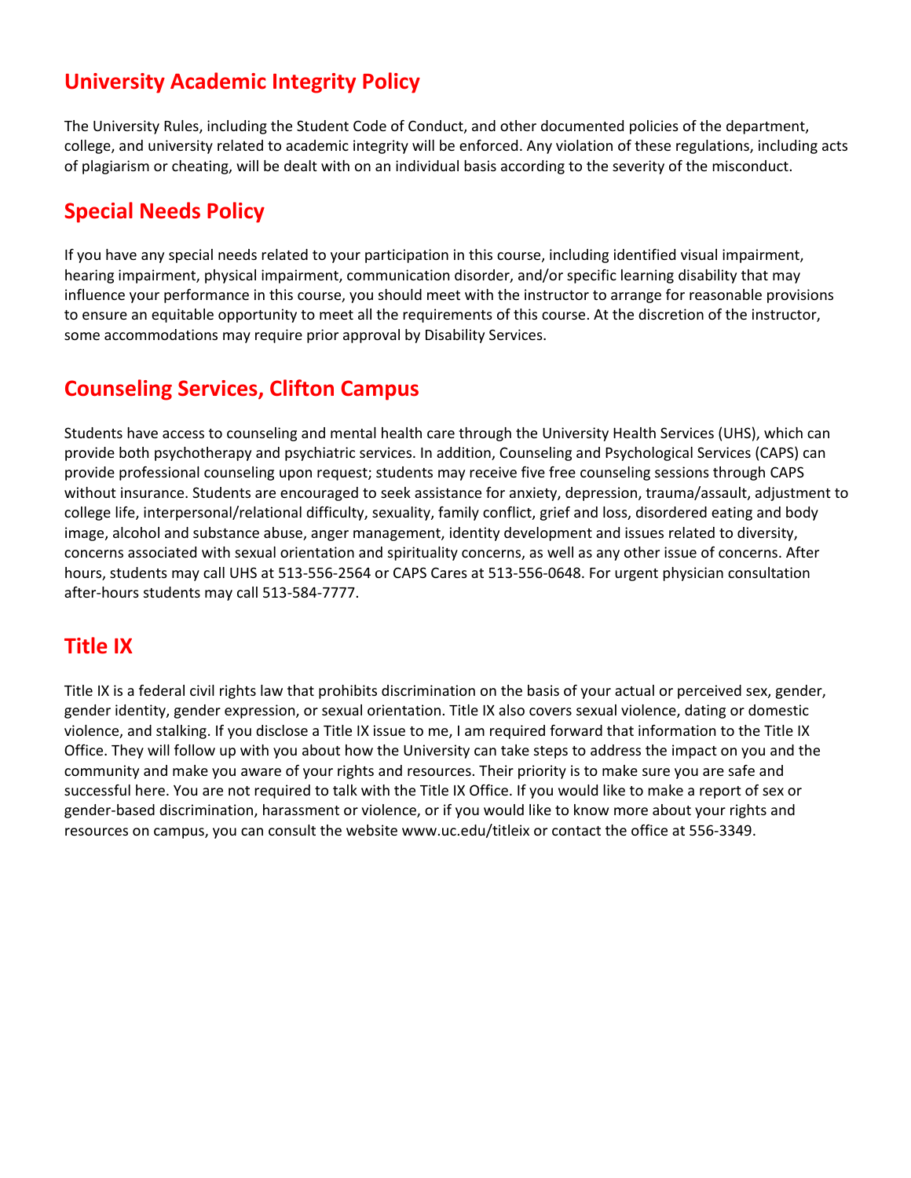## University Academic Integrity Policy

The University Rules, including the Student Code of Conduct, and other documented policies of the department, college, and university related to academic integrity will be enforced. Any violation of these regulations, including acts of plagiarism or cheating, will be dealt with on an individual basis according to the severity of the misconduct.

## Special Needs Policy

If you have any special needs related to your participation in this course, including identified visual impairment, hearing impairment, physical impairment, communication disorder, and/or specific learning disability that may influence your performance in this course, you should meet with the instructor to arrange for reasonable provisions to ensure an equitable opportunity to meet all the requirements of this course. At the discretion of the instructor, some accommodations may require prior approval by Disability Services.

## Counseling Services, Clifton Campus

Students have access to counseling and mental health care through the University Health Services (UHS), which can provide both psychotherapy and psychiatric services. In addition, Counseling and Psychological Services (CAPS) can provide professional counseling upon request; students may receive five free counseling sessions through CAPS without insurance. Students are encouraged to seek assistance for anxiety, depression, trauma/assault, adjustment to college life, interpersonal/relational difficulty, sexuality, family conflict, grief and loss, disordered eating and body image, alcohol and substance abuse, anger management, identity development and issues related to diversity, concerns associated with sexual orientation and spirituality concerns, as well as any other issue of concerns. After hours, students may call UHS at 513-556-2564 or CAPS Cares at 513-556-0648. For urgent physician consultation after-hours students may call 513-584-7777.

## Title IX

Title IX is a federal civil rights law that prohibits discrimination on the basis of your actual or perceived sex, gender, gender identity, gender expression, or sexual orientation. Title IX also covers sexual violence, dating or domestic violence, and stalking. If you disclose a Title IX issue to me, I am required forward that information to the Title IX Office. They will follow up with you about how the University can take steps to address the impact on you and the community and make you aware of your rights and resources. Their priority is to make sure you are safe and successful here. You are not required to talk with the Title IX Office. If you would like to make a report of sex or gender-based discrimination, harassment or violence, or if you would like to know more about your rights and resources on campus, you can consult the website www.uc.edu/titleix or contact the office at 556-3349.